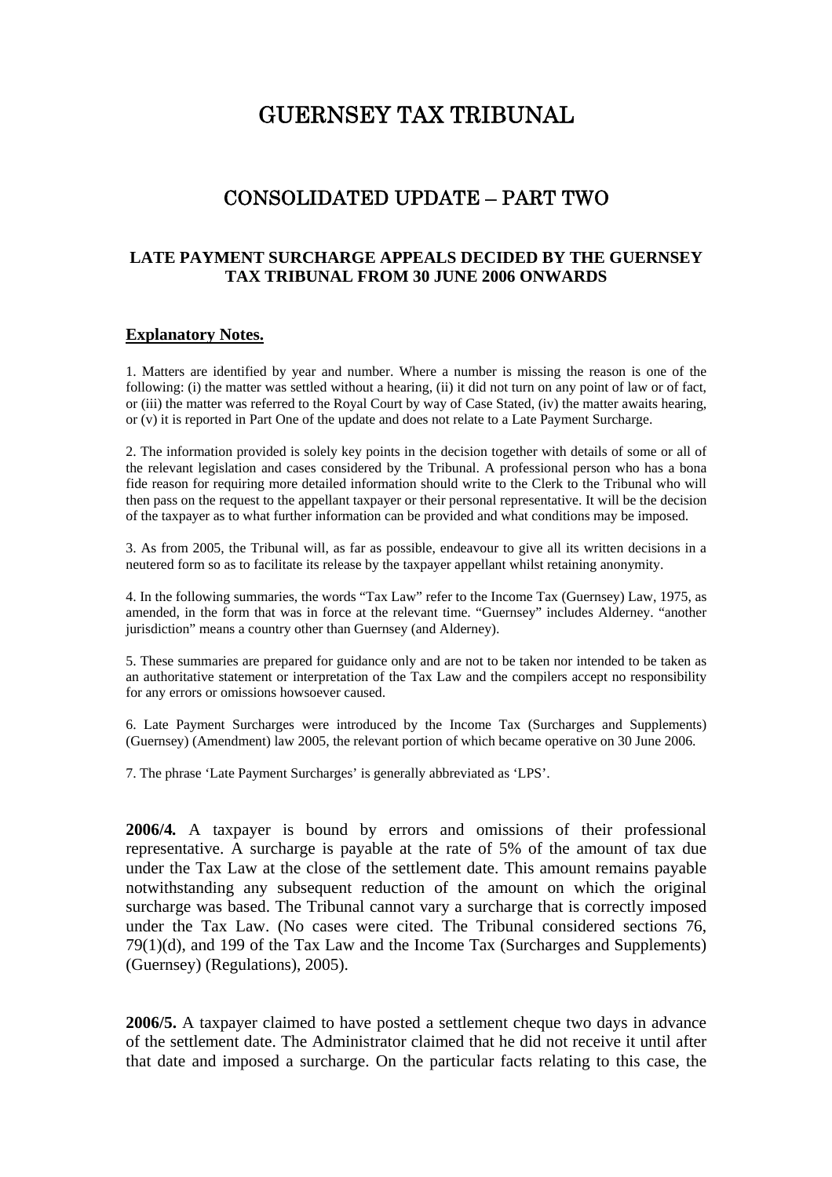# GUERNSEY TAX TRIBUNAL

## CONSOLIDATED UPDATE – PART TWO

### LATE PAYMENT SURCHARGE APPEALS DECIDED BY THE GUERNSEY TAX TRIBUNAL FROM 30 JUNE 2006 ONWARDS

**Explanatory Notes.**

1. Matters are identified by year and number. Where a number is missing the reason is one of the following: (i) the matter was settled without a hearing, (ii) it did not turn on any point of law or of fact, or (iii) the matter was referred to the Royal Court by way of Case Stated, (iv) the matter awaits hearing, or (v) it is reported in Part One of the update and does not relate to a Late Payment Surcharge.

2. The information provided is solely key points in the decision together with details of some or all of the relevant legislation and cases considered by the Tribunal. A professional person who has a bona fide reason for requiring more detailed information should write to the Clerk to the Tribunal who will then pass on the request to the appellant taxpayer or their personal representative. It will be the decision of the taxpayer as to what further information can be provided and what conditions may be imposed.

3. As from 2005, the Tribunal will, as far as possible, endeavour to give all its written decisions in a neutered form so as to facilitate its release by the taxpayer appellant whilst retaining anonymity.

4. In the following summaries, the words "Tax Law" refer to the Income Tax (Guernsey) Law, 1975, as amended, in the form that was in force at the relevant time. "Guernsey" includes Alderney. "another jurisdiction" means a country other than Guernsey (and Alderney).

5. These summaries are prepared for guidance only and are not to be taken nor intended to be taken as an authoritative statement or interpretation of the Tax Law and the compilers accept no responsibility for any errors or omissions howsoever caused.

6. Late Payment Surcharges were introduced by the Income Tax (Surcharges and Supplements) (Guernsey) (Amendment) law 2005, the relevant portion of which became operative on 30 June 2006.

7. The phrase 'Late Payment Surcharges' is generally abbreviated as 'LPS'.

**2006/4.** A taxpayer is bound by errors and omissions of their professional representative. A surcharge is payable at the rate of 5% of the amount of tax due under the Tax Law at the close of the settlement date. This amount remains payable notwithstanding any subsequent reduction of the amount on which the original surcharge was based. The Tribunal cannot vary a surcharge that is correctly imposed under the Tax Law. (No cases were cited. The Tribunal considered sections 76, 79(1)(d), and 199 of the Tax Law and the Income Tax (Surcharges and Supplements) (Guernsey) (Regulations), 2005).

**2006/5.** A taxpayer claimed to have posted a settlement cheque two days in advance of the settlement date. The Administrator claimed that he did not receive it until after that date and imposed a surcharge. On the particular facts relating to this case, the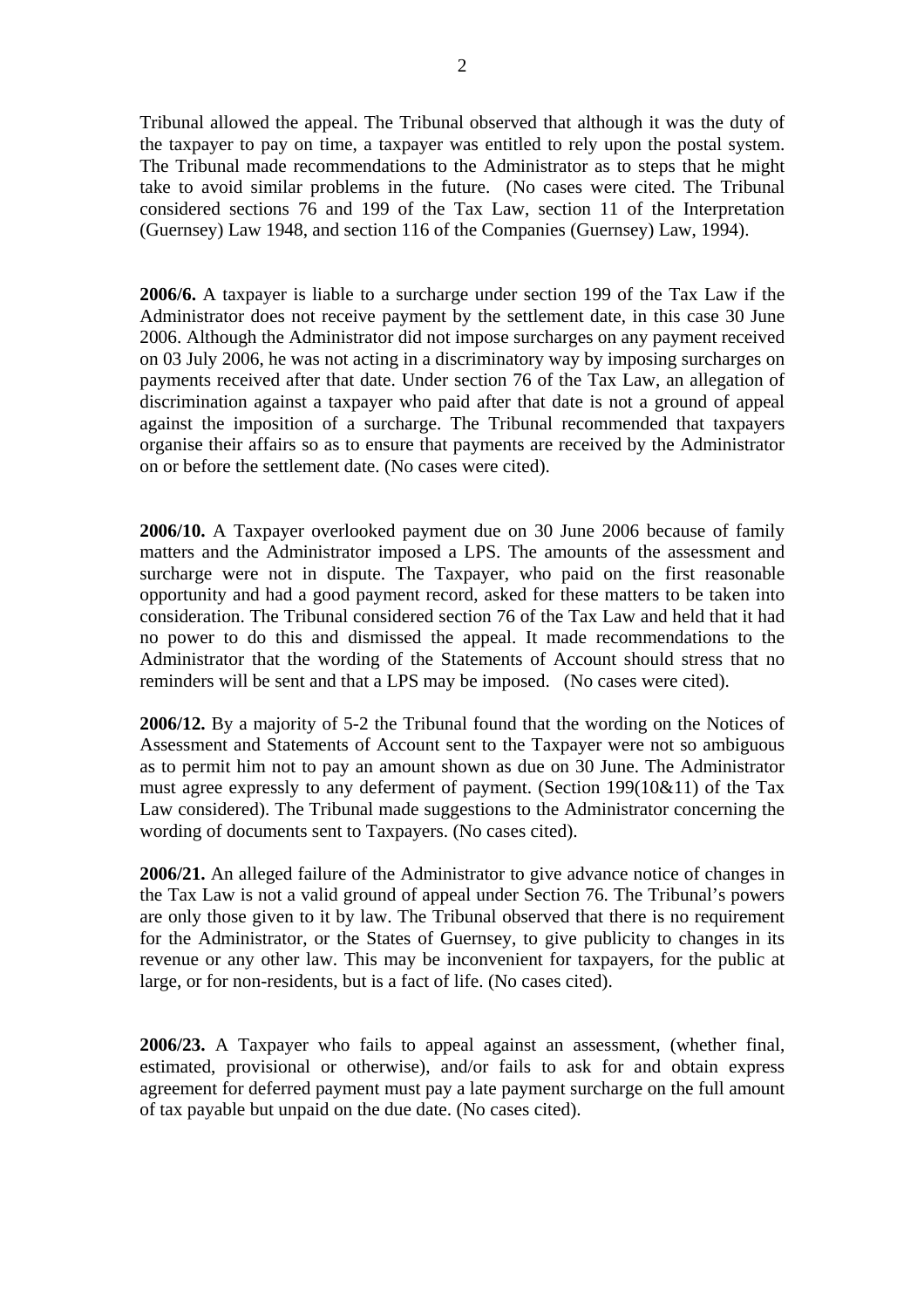Tribunal allowed the appeal. The Tribunal observed that although it was the duty of the taxpayer to pay on time, a taxpayer was entitled to rely upon the postal system. The Tribunal made recommendations to the Administrator as to steps that he might take to avoid similar problems in the future. (No cases were cited. The Tribunal considered sections 76 and 199 of the Tax Law, section 11 of the Interpretation (Guernsey) Law 1948, and section 116 of the Companies (Guernsey) Law, 1994).

**2006/6.** A taxpayer is liable to a surcharge under section 199 of the Tax Law if the Administrator does not receive payment by the settlement date, in this case 30 June 2006. Although the Administrator did not impose surcharges on any payment received on 03 July 2006, he was not acting in a discriminatory way by imposing surcharges on payments received after that date. Under section 76 of the Tax Law, an allegation of discrimination against a taxpayer who paid after that date is not a ground of appeal against the imposition of a surcharge. The Tribunal recommended that taxpayers organise their affairs so as to ensure that payments are received by the Administrator on or before the settlement date. (No cases were cited).

**2006/10.** A Taxpayer overlooked payment due on 30 June 2006 because of family matters and the Administrator imposed a LPS. The amounts of the assessment and surcharge were not in dispute. The Taxpayer, who paid on the first reasonable opportunity and had a good payment record, asked for these matters to be taken into consideration. The Tribunal considered section 76 of the Tax Law and held that it had no power to do this and dismissed the appeal. It made recommendations to the Administrator that the wording of the Statements of Account should stress that no reminders will be sent and that a LPS may be imposed. (No cases were cited).

**2006/12.** By a majority of 5-2 the Tribunal found that the wording on the Notices of Assessment and Statements of Account sent to the Taxpayer were not so ambiguous as to permit him not to pay an amount shown as due on 30 June. The Administrator must agree expressly to any deferment of payment. (Section 199(10&11) of the Tax Law considered). The Tribunal made suggestions to the Administrator concerning the wording of documents sent to Taxpayers. (No cases cited).

**2006/21.** An alleged failure of the Administrator to give advance notice of changes in the Tax Law is not a valid ground of appeal under Section 76. The Tribunal's powers are only those given to it by law. The Tribunal observed that there is no requirement for the Administrator, or the States of Guernsey, to give publicity to changes in its revenue or any other law. This may be inconvenient for taxpayers, for the public at large, or for non-residents, but is a fact of life. (No cases cited).

**2006/23.** A Taxpayer who fails to appeal against an assessment, (whether final, estimated, provisional or otherwise), and/or fails to ask for and obtain express agreement for deferred payment must pay a late payment surcharge on the full amount of tax payable but unpaid on the due date. (No cases cited).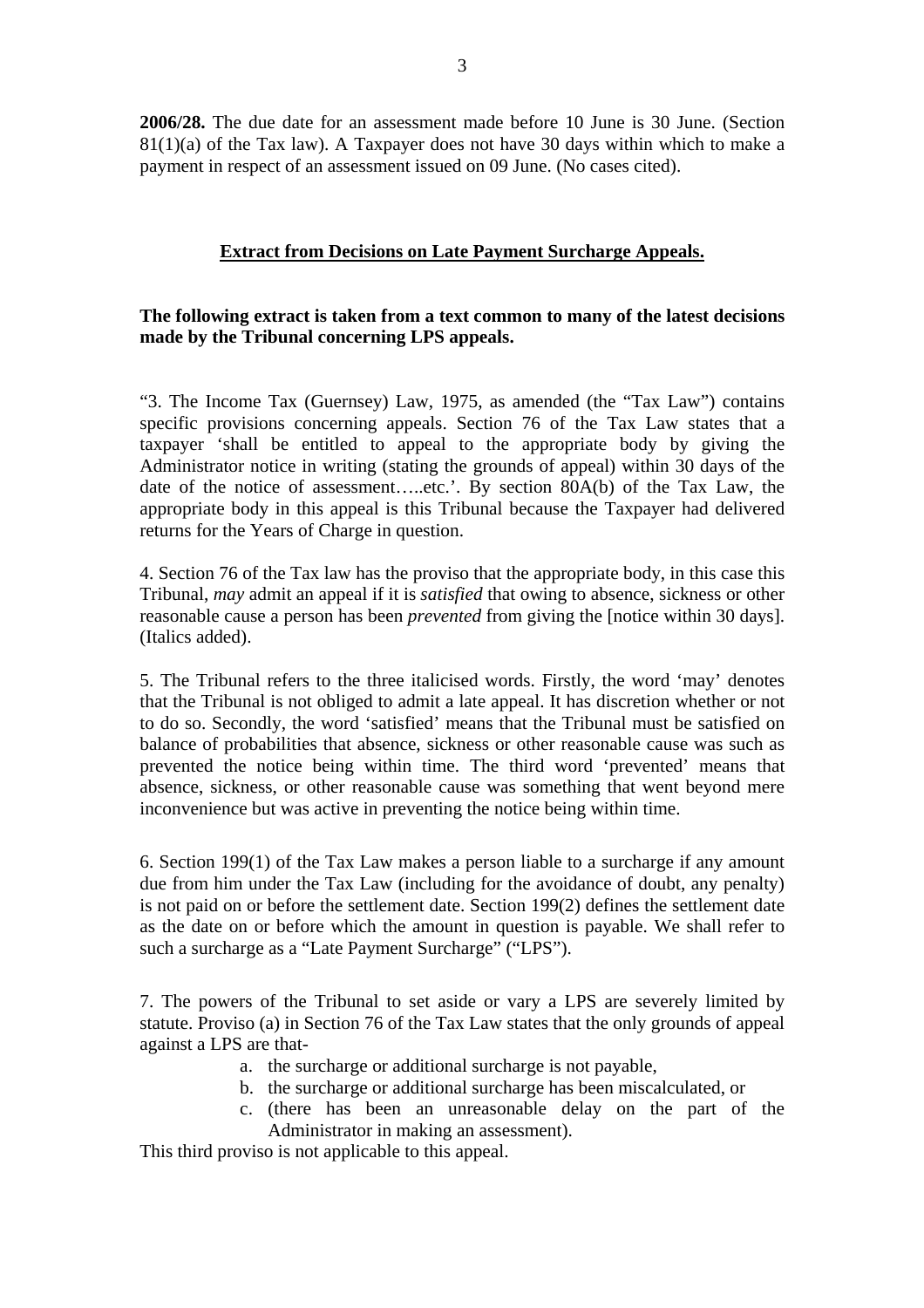**2006/28.** The due date for an assessment made before 10 June is 30 June. (Section 81(1)(a) of the Tax law). A Taxpayer does not have 30 days within which to make a payment in respect of an assessment issued on 09 June. (No cases cited).

## Extract from Decisions on Late Payment Surcharge Appeals.

**The following extract is taken from a text common to many of the latest decisions made by the Tribunal concerning LPS appeals.**

"3. The Income Tax (Guernsey) Law, 1975, as amended (the "Tax Law") contains specific provisions concerning appeals. Section 76 of the Tax Law states that a taxpayer 'shall be entitled to appeal to the appropriate body by giving the Administrator notice in writing (stating the grounds of appeal) within 30 days of the date of the notice of assessment…..etc.'. By section 80A(b) of the Tax Law, the appropriate body in this appeal is this Tribunal because the Taxpayer had delivered returns for the Years of Charge in question.

4. Section 76 of the Tax law has the proviso that the appropriate body, in this case this Tribunal, *may* admit an appeal if it is *satisfied* that owing to absence, sickness or other reasonable cause a person has been *prevented* from giving the [notice within 30 days]. (Italics added).

5. The Tribunal refers to the three italicised words. Firstly, the word 'may' denotes that the Tribunal is not obliged to admit a late appeal. It has discretion whether or not to do so. Secondly, the word 'satisfied' means that the Tribunal must be satisfied on balance of probabilities that absence, sickness or other reasonable cause was such as prevented the notice being within time. The third word 'prevented' means that absence, sickness, or other reasonable cause was something that went beyond mere inconvenience but was active in preventing the notice being within time.

6. Section 199(1) of the Tax Law makes a person liable to a surcharge if any amount due from him under the Tax Law (including for the avoidance of doubt, any penalty) is not paid on or before the settlement date. Section 199(2) defines the settlement date as the date on or before which the amount in question is payable. We shall refer to such a surcharge as a "Late Payment Surcharge" ("LPS").

7. The powers of the Tribunal to set aside or vary a LPS are severely limited by statute. Proviso (a) in Section 76 of the Tax Law states that the only grounds of appeal against a LPS are that-

a. the surcharge or additional surcharge is not payable,
b. the surcharge or additional surcharge has been miscalculated, or
c. (there has been an unreasonable delay on the part of the Administrator in making an assessment).

This third proviso is not applicable to this appeal.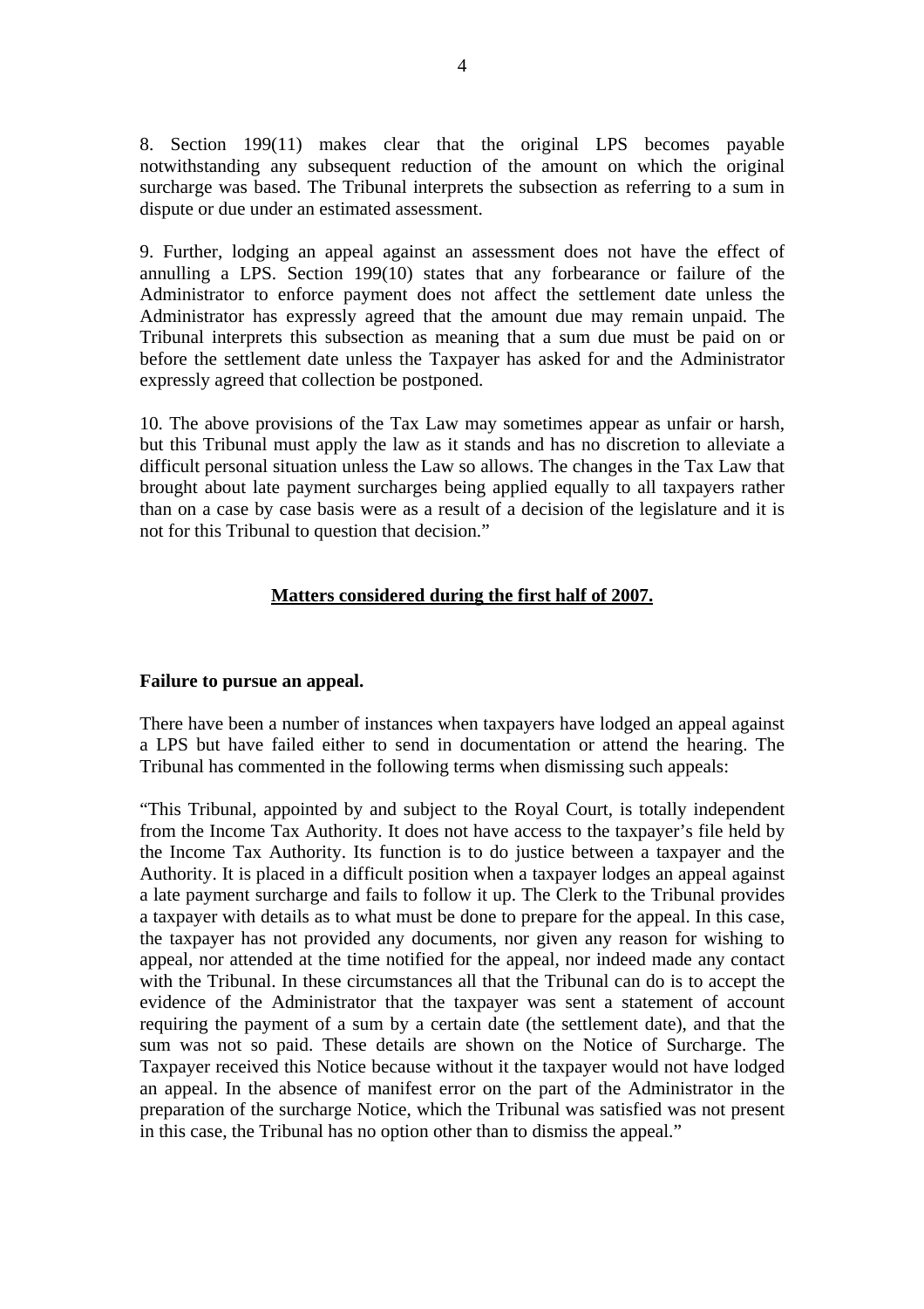8. Section 199(11) makes clear that the original LPS becomes payable notwithstanding any subsequent reduction of the amount on which the original surcharge was based. The Tribunal interprets the subsection as referring to a sum in dispute or due under an estimated assessment.

9. Further, lodging an appeal against an assessment does not have the effect of annulling a LPS. Section 199(10) states that any forbearance or failure of the Administrator to enforce payment does not affect the settlement date unless the Administrator has expressly agreed that the amount due may remain unpaid. The Tribunal interprets this subsection as meaning that a sum due must be paid on or before the settlement date unless the Taxpayer has asked for and the Administrator expressly agreed that collection be postponed.

10. The above provisions of the Tax Law may sometimes appear as unfair or harsh, but this Tribunal must apply the law as it stands and has no discretion to alleviate a difficult personal situation unless the Law so allows. The changes in the Tax Law that brought about late payment surcharges being applied equally to all taxpayers rather than on a case by case basis were as a result of a decision of the legislature and it is not for this Tribunal to question that decision."

## Matters considered during the first half of 2007.

### Failure to pursue an appeal.

There have been a number of instances when taxpayers have lodged an appeal against a LPS but have failed either to send in documentation or attend the hearing. The Tribunal has commented in the following terms when dismissing such appeals:

"This Tribunal, appointed by and subject to the Royal Court, is totally independent from the Income Tax Authority. It does not have access to the taxpayer's file held by the Income Tax Authority. Its function is to do justice between a taxpayer and the Authority. It is placed in a difficult position when a taxpayer lodges an appeal against a late payment surcharge and fails to follow it up. The Clerk to the Tribunal provides a taxpayer with details as to what must be done to prepare for the appeal. In this case, the taxpayer has not provided any documents, nor given any reason for wishing to appeal, nor attended at the time notified for the appeal, nor indeed made any contact with the Tribunal. In these circumstances all that the Tribunal can do is to accept the evidence of the Administrator that the taxpayer was sent a statement of account requiring the payment of a sum by a certain date (the settlement date), and that the sum was not so paid. These details are shown on the Notice of Surcharge. The Taxpayer received this Notice because without it the taxpayer would not have lodged an appeal. In the absence of manifest error on the part of the Administrator in the preparation of the surcharge Notice, which the Tribunal was satisfied was not present in this case, the Tribunal has no option other than to dismiss the appeal."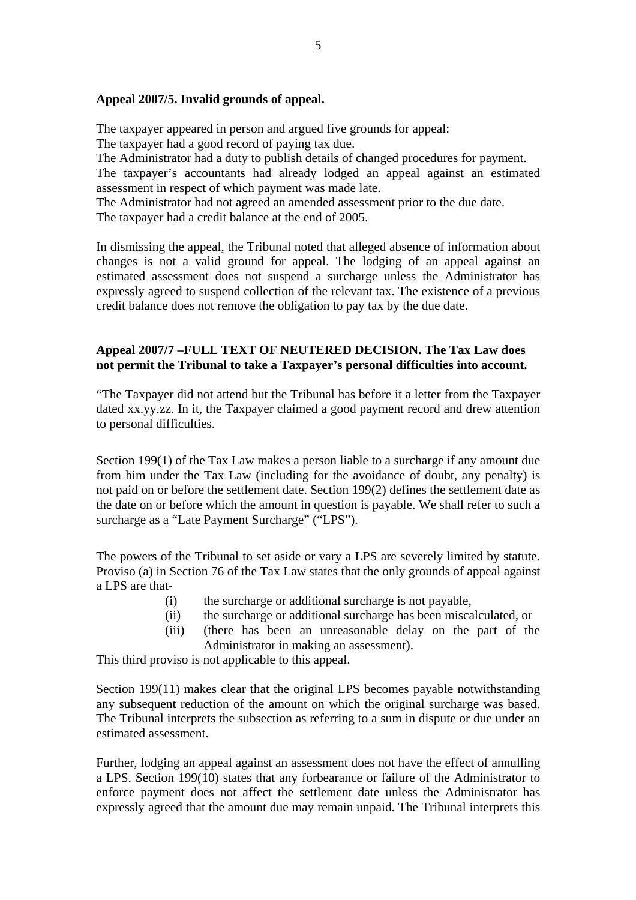**Appeal 2007/5. Invalid grounds of appeal.**

The taxpayer appeared in person and argued five grounds for appeal:
The taxpayer had a good record of paying tax due.
The Administrator had a duty to publish details of changed procedures for payment.
The taxpayer's accountants had already lodged an appeal against an estimated assessment in respect of which payment was made late.
The Administrator had not agreed an amended assessment prior to the due date.
The taxpayer had a credit balance at the end of 2005.

In dismissing the appeal, the Tribunal noted that alleged absence of information about changes is not a valid ground for appeal. The lodging of an appeal against an estimated assessment does not suspend a surcharge unless the Administrator has expressly agreed to suspend collection of the relevant tax. The existence of a previous credit balance does not remove the obligation to pay tax by the due date.

**Appeal 2007/7 –FULL TEXT OF NEUTERED DECISION. The Tax Law does not permit the Tribunal to take a Taxpayer's personal difficulties into account.**

"The Taxpayer did not attend but the Tribunal has before it a letter from the Taxpayer dated xx.yy.zz. In it, the Taxpayer claimed a good payment record and drew attention to personal difficulties.

Section 199(1) of the Tax Law makes a person liable to a surcharge if any amount due from him under the Tax Law (including for the avoidance of doubt, any penalty) is not paid on or before the settlement date. Section 199(2) defines the settlement date as the date on or before which the amount in question is payable. We shall refer to such a surcharge as a "Late Payment Surcharge" ("LPS").

The powers of the Tribunal to set aside or vary a LPS are severely limited by statute. Proviso (a) in Section 76 of the Tax Law states that the only grounds of appeal against a LPS are that-

(i) the surcharge or additional surcharge is not payable,
(ii) the surcharge or additional surcharge has been miscalculated, or
(iii) (there has been an unreasonable delay on the part of the Administrator in making an assessment).

This third proviso is not applicable to this appeal.

Section 199(11) makes clear that the original LPS becomes payable notwithstanding any subsequent reduction of the amount on which the original surcharge was based. The Tribunal interprets the subsection as referring to a sum in dispute or due under an estimated assessment.

Further, lodging an appeal against an assessment does not have the effect of annulling a LPS. Section 199(10) states that any forbearance or failure of the Administrator to enforce payment does not affect the settlement date unless the Administrator has expressly agreed that the amount due may remain unpaid. The Tribunal interprets this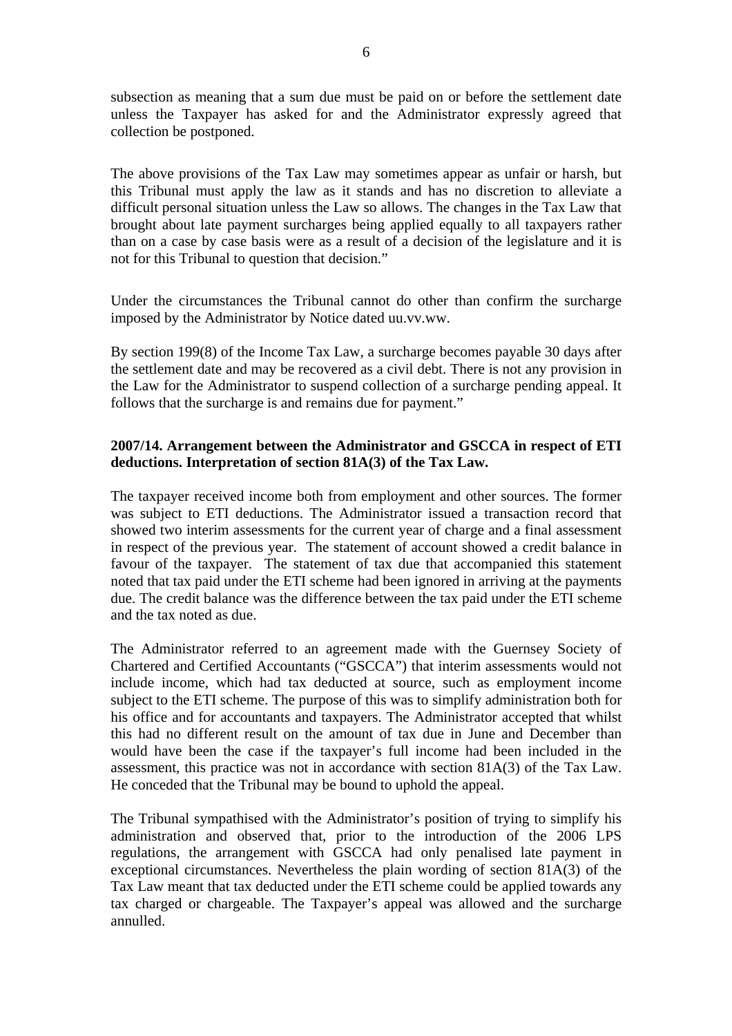subsection as meaning that a sum due must be paid on or before the settlement date unless the Taxpayer has asked for and the Administrator expressly agreed that collection be postponed.

The above provisions of the Tax Law may sometimes appear as unfair or harsh, but this Tribunal must apply the law as it stands and has no discretion to alleviate a difficult personal situation unless the Law so allows. The changes in the Tax Law that brought about late payment surcharges being applied equally to all taxpayers rather than on a case by case basis were as a result of a decision of the legislature and it is not for this Tribunal to question that decision."

Under the circumstances the Tribunal cannot do other than confirm the surcharge imposed by the Administrator by Notice dated uu.vv.ww.

By section 199(8) of the Income Tax Law, a surcharge becomes payable 30 days after the settlement date and may be recovered as a civil debt. There is not any provision in the Law for the Administrator to suspend collection of a surcharge pending appeal. It follows that the surcharge is and remains due for payment."

**2007/14. Arrangement between the Administrator and GSCCA in respect of ETI deductions. Interpretation of section 81A(3) of the Tax Law.**

The taxpayer received income both from employment and other sources. The former was subject to ETI deductions. The Administrator issued a transaction record that showed two interim assessments for the current year of charge and a final assessment in respect of the previous year. The statement of account showed a credit balance in favour of the taxpayer. The statement of tax due that accompanied this statement noted that tax paid under the ETI scheme had been ignored in arriving at the payments due. The credit balance was the difference between the tax paid under the ETI scheme and the tax noted as due.

The Administrator referred to an agreement made with the Guernsey Society of Chartered and Certified Accountants ("GSCCA") that interim assessments would not include income, which had tax deducted at source, such as employment income subject to the ETI scheme. The purpose of this was to simplify administration both for his office and for accountants and taxpayers. The Administrator accepted that whilst this had no different result on the amount of tax due in June and December than would have been the case if the taxpayer's full income had been included in the assessment, this practice was not in accordance with section 81A(3) of the Tax Law. He conceded that the Tribunal may be bound to uphold the appeal.

The Tribunal sympathised with the Administrator's position of trying to simplify his administration and observed that, prior to the introduction of the 2006 LPS regulations, the arrangement with GSCCA had only penalised late payment in exceptional circumstances. Nevertheless the plain wording of section 81A(3) of the Tax Law meant that tax deducted under the ETI scheme could be applied towards any tax charged or chargeable. The Taxpayer's appeal was allowed and the surcharge annulled.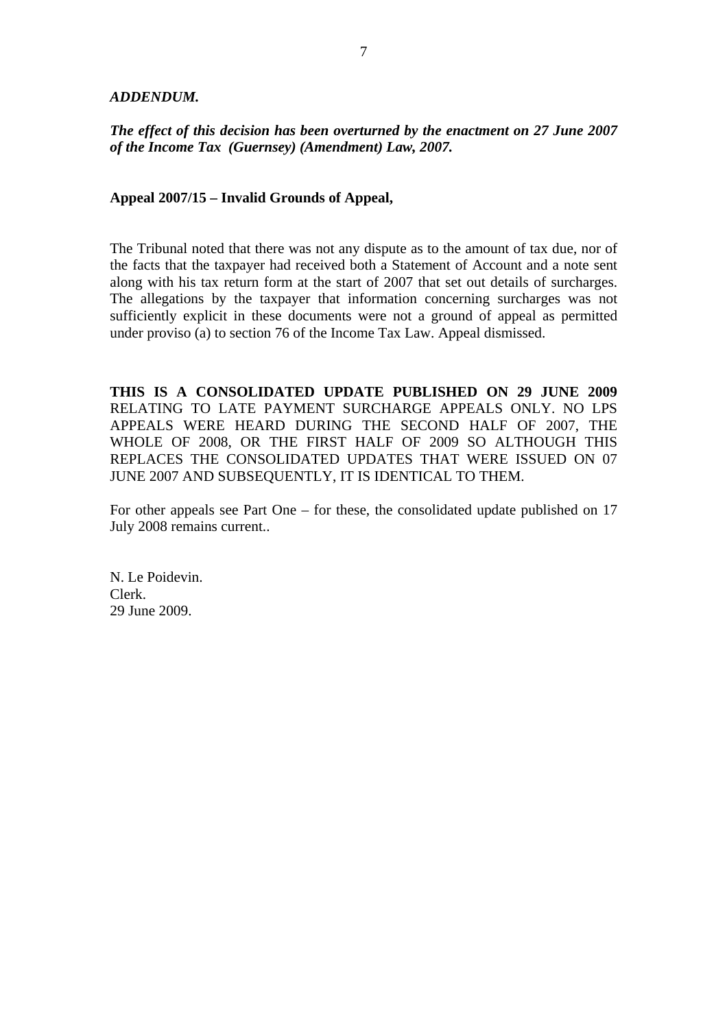***ADDENDUM.***

***The effect of this decision has been overturned by the enactment on 27 June 2007 of the Income Tax (Guernsey) (Amendment) Law, 2007.***

**Appeal 2007/15 – Invalid Grounds of Appeal,**

The Tribunal noted that there was not any dispute as to the amount of tax due, nor of the facts that the taxpayer had received both a Statement of Account and a note sent along with his tax return form at the start of 2007 that set out details of surcharges. The allegations by the taxpayer that information concerning surcharges was not sufficiently explicit in these documents were not a ground of appeal as permitted under proviso (a) to section 76 of the Income Tax Law. Appeal dismissed.

**THIS IS A CONSOLIDATED UPDATE PUBLISHED ON 29 JUNE 2009** RELATING TO LATE PAYMENT SURCHARGE APPEALS ONLY. NO LPS APPEALS WERE HEARD DURING THE SECOND HALF OF 2007, THE WHOLE OF 2008, OR THE FIRST HALF OF 2009 SO ALTHOUGH THIS REPLACES THE CONSOLIDATED UPDATES THAT WERE ISSUED ON 07 JUNE 2007 AND SUBSEQUENTLY, IT IS IDENTICAL TO THEM.

For other appeals see Part One – for these, the consolidated update published on 17 July 2008 remains current..

N. Le Poidevin.
Clerk.
29 June 2009.